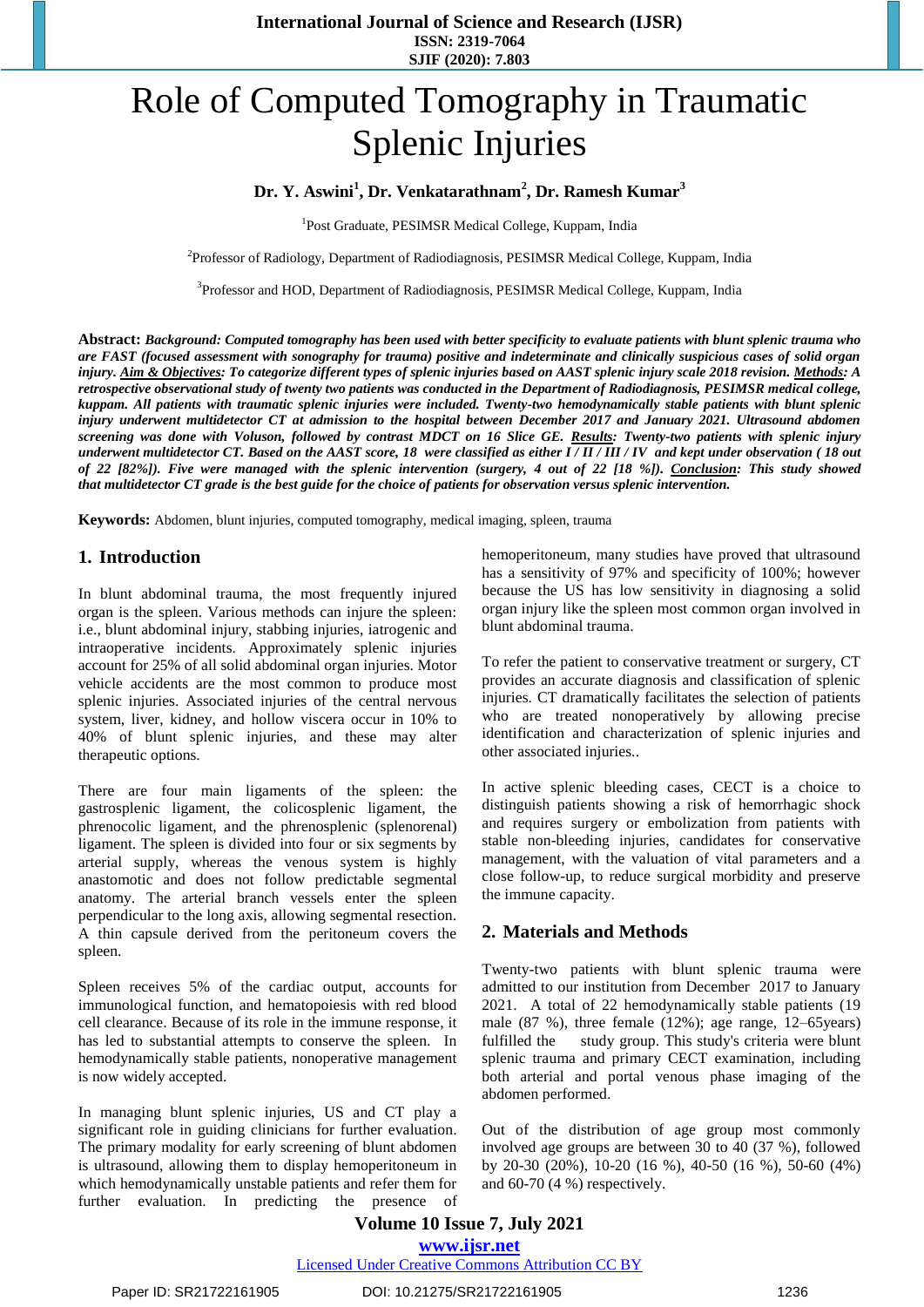# Role of Computed Tomography in Traumatic Splenic Injuries

**Dr. Y. Aswini[1], Dr. Venkatarathnam[2], Dr. Ramesh Kumar[3]**

[1]Post Graduate, PESIMSR Medical College, Kuppam, India

[2]Professor of Radiology, Department of Radiodiagnosis, PESIMSR Medical College, Kuppam, India

[3]Professor and HOD, Department of Radiodiagnosis, PESIMSR Medical College, Kuppam, India

**Abstract:** ***Background:*** ***Computed tomography has been used with better specificity to evaluate patients with blunt splenic trauma who are FAST (focused assessment with sonography for trauma) positive and indeterminate and clinically suspicious cases of solid organ injury.*** ***Aim & Objectives:*** ***To categorize different types of splenic injuries based on AAST splenic injury scale 2018 revision.*** ***Methods:*** ***A retrospective observational study of twenty two patients was conducted in the Department of Radiodiagnosis, PESIMSR medical college, kuppam. All patients with traumatic splenic injuries were included. Twenty-two hemodynamically stable patients with blunt splenic injury underwent multidetector CT at admission to the hospital between December 2017 and January 2021. Ultrasound abdomen screening was done with Voluson, followed by contrast MDCT on 16 Slice GE.*** ***Results:*** ***Twenty-two patients with splenic injury underwent multidetector CT. Based on the AAST score, 18 were classified as either I / II / III / IV and kept under observation ( 18 out of 22 [82%]). Five were managed with the splenic intervention (surgery, 4 out of 22 [18 %]).*** ***Conclusion:*** ***This study showed that multidetector CT grade is the best guide for the choice of patients for observation versus splenic intervention.***

**Keywords:** Abdomen, blunt injuries, computed tomography, medical imaging, spleen, trauma

## 1. Introduction

In blunt abdominal trauma, the most frequently injured organ is the spleen. Various methods can injure the spleen: i.e., blunt abdominal injury, stabbing injuries, iatrogenic and intraoperative incidents. Approximately splenic injuries account for 25% of all solid abdominal organ injuries. Motor vehicle accidents are the most common to produce most splenic injuries. Associated injuries of the central nervous system, liver, kidney, and hollow viscera occur in 10% to 40% of blunt splenic injuries, and these may alter therapeutic options.

There are four main ligaments of the spleen: the gastrosplenic ligament, the colicosplenic ligament, the phrenocolic ligament, and the phrenosplenic (splenorenal) ligament. The spleen is divided into four or six segments by arterial supply, whereas the venous system is highly anastomotic and does not follow predictable segmental anatomy. The arterial branch vessels enter the spleen perpendicular to the long axis, allowing segmental resection. A thin capsule derived from the peritoneum covers the spleen.

Spleen receives 5% of the cardiac output, accounts for immunological function, and hematopoiesis with red blood cell clearance. Because of its role in the immune response, it has led to substantial attempts to conserve the spleen. In hemodynamically stable patients, nonoperative management is now widely accepted.

In managing blunt splenic injuries, US and CT play a significant role in guiding clinicians for further evaluation. The primary modality for early screening of blunt abdomen is ultrasound, allowing them to display hemoperitoneum in which hemodynamically unstable patients and refer them for further evaluation. In predicting the presence of hemoperitoneum, many studies have proved that ultrasound has a sensitivity of 97% and specificity of 100%; however because the US has low sensitivity in diagnosing a solid organ injury like the spleen most common organ involved in blunt abdominal trauma.

To refer the patient to conservative treatment or surgery, CT provides an accurate diagnosis and classification of splenic injuries. CT dramatically facilitates the selection of patients who are treated nonoperatively by allowing precise identification and characterization of splenic injuries and other associated injuries..

In active splenic bleeding cases, CECT is a choice to distinguish patients showing a risk of hemorrhagic shock and requires surgery or embolization from patients with stable non-bleeding injuries, candidates for conservative management, with the valuation of vital parameters and a close follow-up, to reduce surgical morbidity and preserve the immune capacity.

## 2. Materials and Methods

Twenty-two patients with blunt splenic trauma were admitted to our institution from December 2017 to January 2021. A total of 22 hemodynamically stable patients (19 male (87 %), three female (12%); age range, 12–65years) fulfilled the study group. This study's criteria were blunt splenic trauma and primary CECT examination, including both arterial and portal venous phase imaging of the abdomen performed.

Out of the distribution of age group most commonly involved age groups are between 30 to 40 (37 %), followed by 20-30 (20%), 10-20 (16 %), 40-50 (16 %), 50-60 (4%) and 60-70 (4 %) respectively.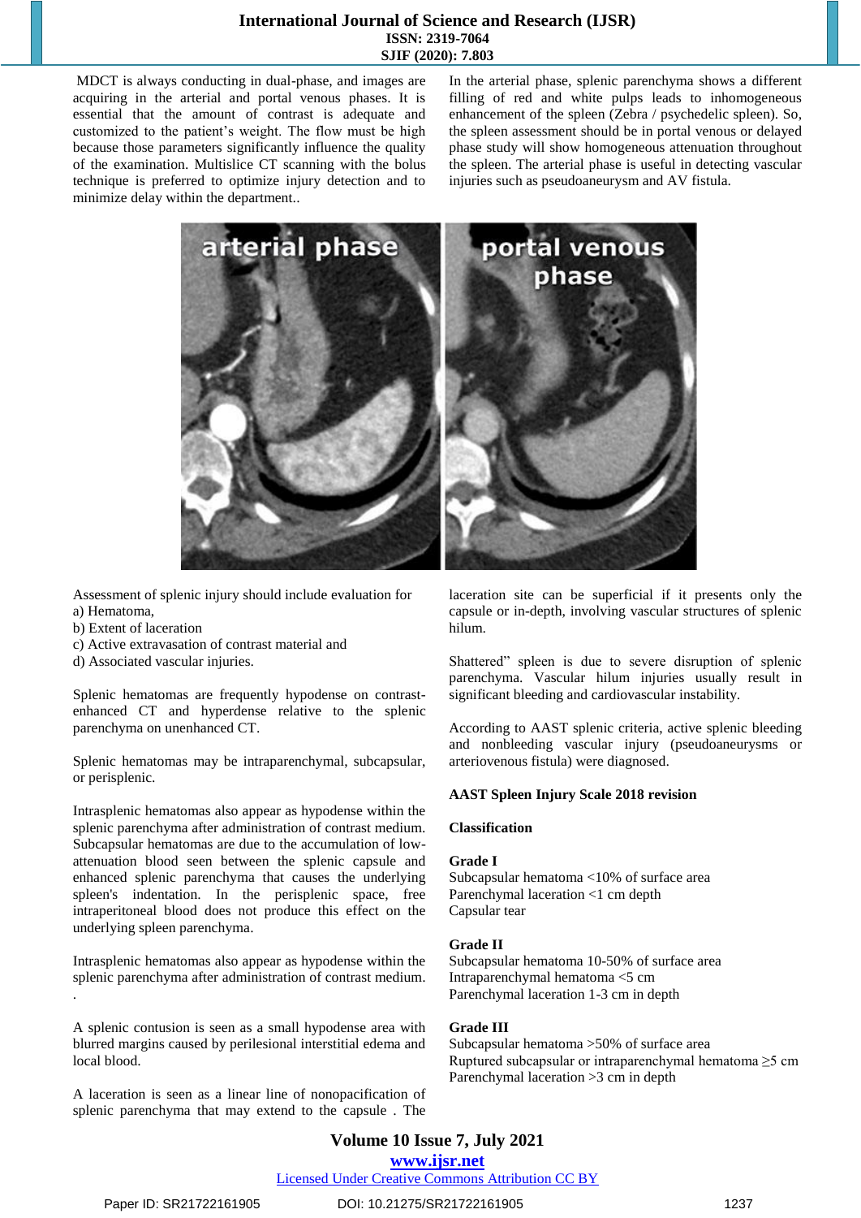MDCT is always conducting in dual-phase, and images are acquiring in the arterial and portal venous phases. It is essential that the amount of contrast is adequate and customized to the patient's weight. The flow must be high because those parameters significantly influence the quality of the examination. Multislice CT scanning with the bolus technique is preferred to optimize injury detection and to minimize delay within the department..

In the arterial phase, splenic parenchyma shows a different filling of red and white pulps leads to inhomogeneous enhancement of the spleen (Zebra / psychedelic spleen). So, the spleen assessment should be in portal venous or delayed phase study will show homogeneous attenuation throughout the spleen. The arterial phase is useful in detecting vascular injuries such as pseudoaneurysm and AV fistula.

Assessment of splenic injury should include evaluation for
a) Hematoma,
b) Extent of laceration
c) Active extravasation of contrast material and
d) Associated vascular injuries.

Splenic hematomas are frequently hypodense on contrast-enhanced CT and hyperdense relative to the splenic parenchyma on unenhanced CT.

Splenic hematomas may be intraparenchymal, subcapsular, or perisplenic.

Intrasplenic hematomas also appear as hypodense within the splenic parenchyma after administration of contrast medium. Subcapsular hematomas are due to the accumulation of low-attenuation blood seen between the splenic capsule and enhanced splenic parenchyma that causes the underlying spleen's indentation. In the perisplenic space, free intraperitoneal blood does not produce this effect on the underlying spleen parenchyma.

Intrasplenic hematomas also appear as hypodense within the splenic parenchyma after administration of contrast medium.
.

A splenic contusion is seen as a small hypodense area with blurred margins caused by perilesional interstitial edema and local blood.

A laceration is seen as a linear line of nonopacification of splenic parenchyma that may extend to the capsule . The laceration site can be superficial if it presents only the capsule or in-depth, involving vascular structures of splenic hilum.

Shattered" spleen is due to severe disruption of splenic parenchyma. Vascular hilum injuries usually result in significant bleeding and cardiovascular instability.

According to AAST splenic criteria, active splenic bleeding and nonbleeding vascular injury (pseudoaneurysms or arteriovenous fistula) were diagnosed.

**AAST Spleen Injury Scale 2018 revision**

**Classification**

**Grade I**
Subcapsular hematoma <10% of surface area
Parenchymal laceration <1 cm depth
Capsular tear

**Grade II**
Subcapsular hematoma 10-50% of surface area
Intraparenchymal hematoma <5 cm
Parenchymal laceration 1-3 cm in depth

**Grade III**
Subcapsular hematoma >50% of surface area
Ruptured subcapsular or intraparenchymal hematoma ≥5 cm
Parenchymal laceration >3 cm in depth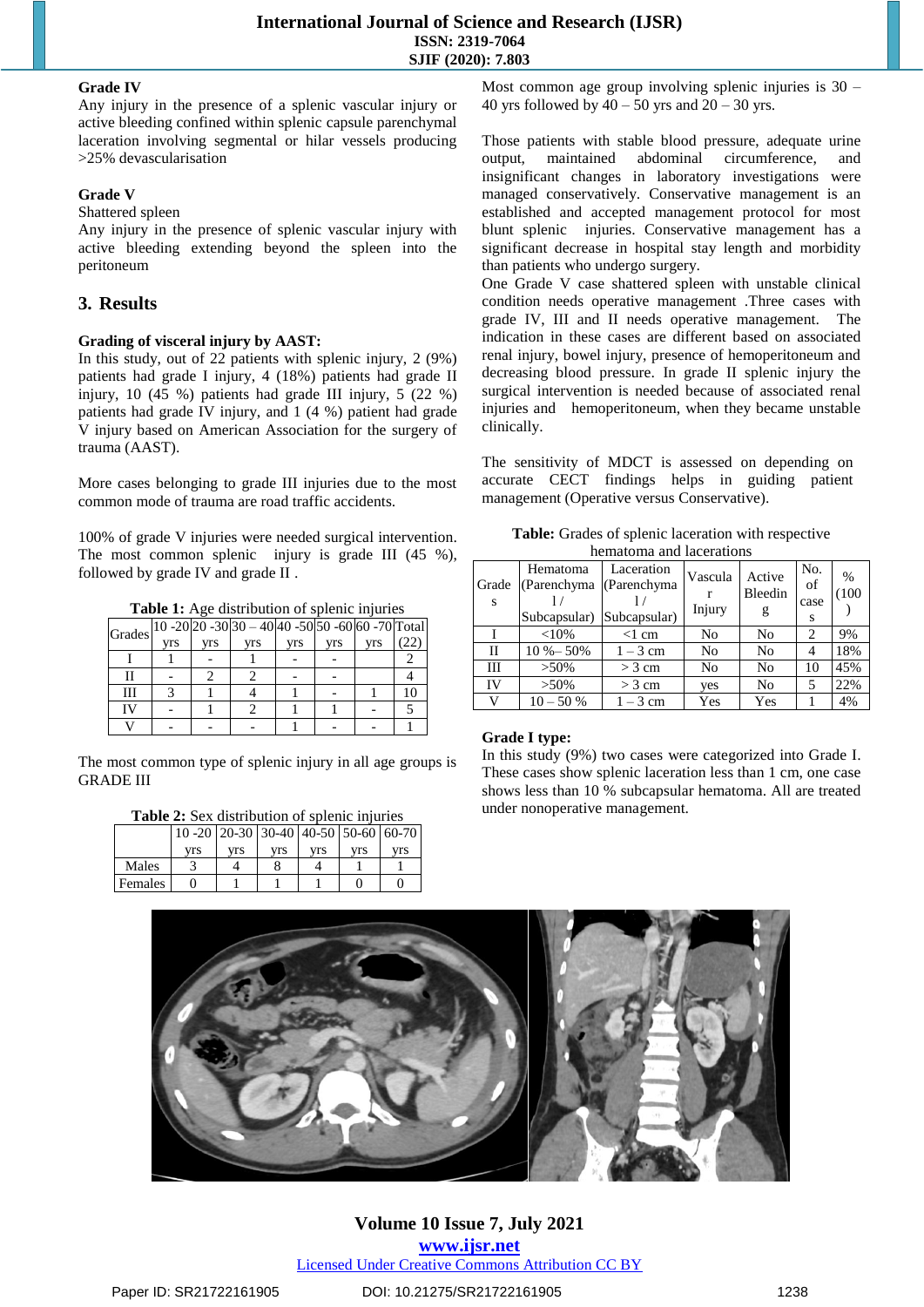**Grade IV**

Any injury in the presence of a splenic vascular injury or active bleeding confined within splenic capsule parenchymal laceration involving segmental or hilar vessels producing >25% devascularisation

**Grade V**

Shattered spleen

Any injury in the presence of splenic vascular injury with active bleeding extending beyond the spleen into the peritoneum

## 3. Results

**Grading of visceral injury by AAST:**

In this study, out of 22 patients with splenic injury, 2 (9%) patients had grade I injury, 4 (18%) patients had grade II injury, 10 (45 %) patients had grade III injury, 5 (22 %) patients had grade IV injury, and 1 (4 %) patient had grade V injury based on American Association for the surgery of trauma (AAST).

More cases belonging to grade III injuries due to the most common mode of trauma are road traffic accidents.

100% of grade V injuries were needed surgical intervention. The most common splenic injury is grade III (45 %), followed by grade IV and grade II .

**Table 1:** Age distribution of splenic injuries

| Grades | 10 -20 yrs | 20 -30 yrs | 30 – 40 yrs | 40 -50 yrs | 50 -60 yrs | 60 -70 yrs | Total (22) |
|---|---|---|---|---|---|---|---|
| I | 1 | - | 1 | - | - | | 2 |
| II | - | 2 | 2 | - | - | | 4 |
| III | 3 | 1 | 4 | 1 | - | 1 | 10 |
| IV | - | 1 | 2 | 1 | 1 | - | 5 |
| V | - | - | - | 1 | - | - | 1 |

The most common type of splenic injury in all age groups is GRADE III

**Table 2:** Sex distribution of splenic injuries

| | 10 -20 yrs | 20-30 yrs | 30-40 yrs | 40-50 yrs | 50-60 yrs | 60-70 yrs |
|---|---|---|---|---|---|---|
| Males | 3 | 4 | 8 | 4 | 1 | 1 |
| Females | 0 | 1 | 1 | 1 | 0 | 0 |

Most common age group involving splenic injuries is 30 – 40 yrs followed by 40 – 50 yrs and 20 – 30 yrs.

Those patients with stable blood pressure, adequate urine output, maintained abdominal circumference, and insignificant changes in laboratory investigations were managed conservatively. Conservative management is an established and accepted management protocol for most blunt splenic injuries. Conservative management has a significant decrease in hospital stay length and morbidity than patients who undergo surgery.

One Grade V case shattered spleen with unstable clinical condition needs operative management .Three cases with grade IV, III and II needs operative management. The indication in these cases are different based on associated renal injury, bowel injury, presence of hemoperitoneum and decreasing blood pressure. In grade II splenic injury the surgical intervention is needed because of associated renal injuries and hemoperitoneum, when they became unstable clinically.

The sensitivity of MDCT is assessed on depending on accurate CECT findings helps in guiding patient management (Operative versus Conservative).

**Table:** Grades of splenic laceration with respective hematoma and lacerations

| Grades | Hematoma (Parenchymal / Subcapsular) | Laceration (Parenchymal / Subcapsular) | Vascular Injury | Active Bleeding | No. of cases | % (100) |
|---|---|---|---|---|---|---|
| I | <10% | <1 cm | No | No | 2 | 9% |
| II | 10 %– 50% | 1 – 3 cm | No | No | 4 | 18% |
| III | >50% | > 3 cm | No | No | 10 | 45% |
| IV | >50% | > 3 cm | yes | No | 5 | 22% |
| V | 10 – 50 % | 1 – 3 cm | Yes | Yes | 1 | 4% |

**Grade I type:**

In this study (9%) two cases were categorized into Grade I. These cases show splenic laceration less than 1 cm, one case shows less than 10 % subcapsular hematoma. All are treated under nonoperative management.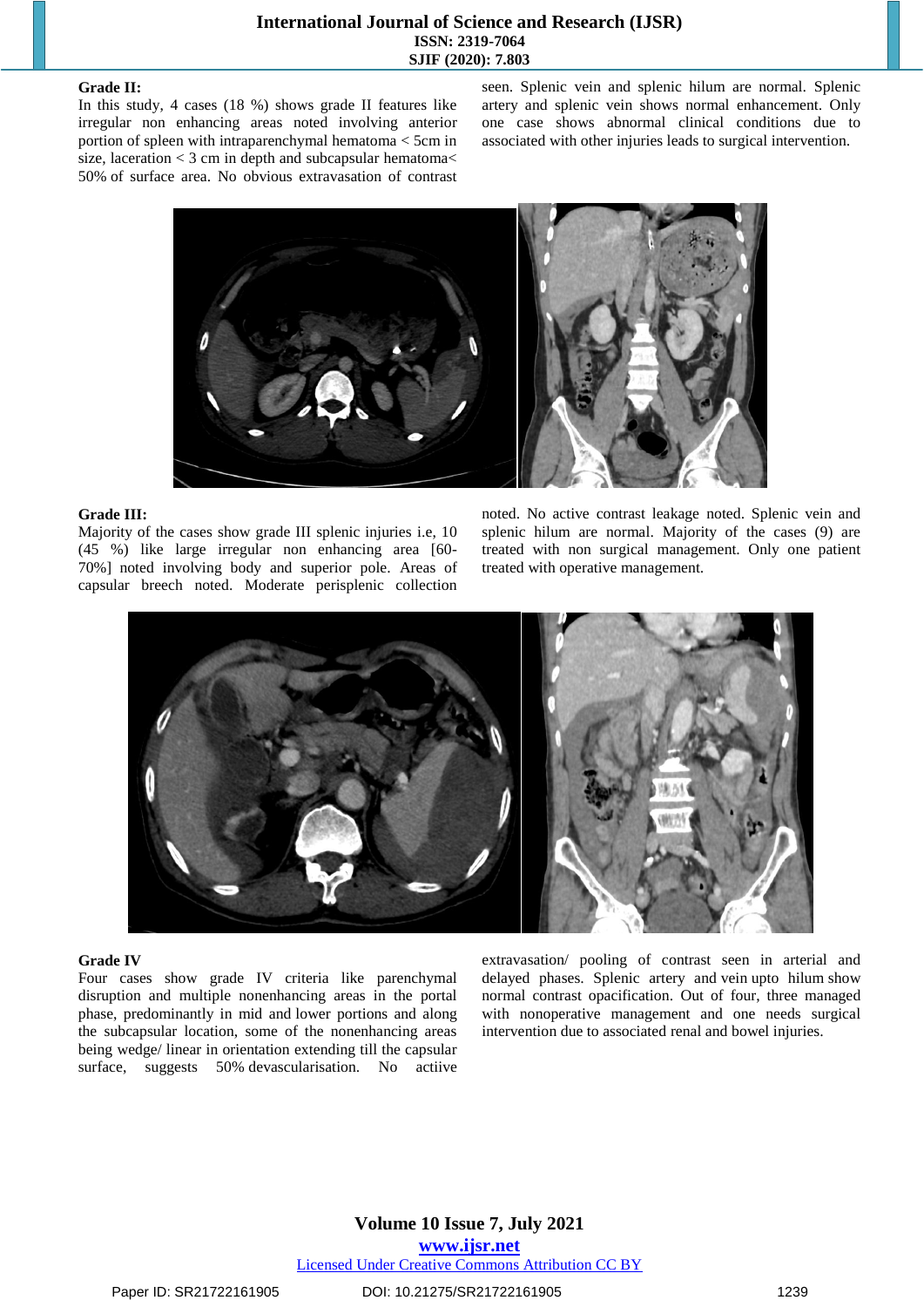**Grade II:**

In this study, 4 cases (18 %) shows grade II features like irregular non enhancing areas noted involving anterior portion of spleen with intraparenchymal hematoma < 5cm in size, laceration < 3 cm in depth and subcapsular hematoma< 50% of surface area. No obvious extravasation of contrast seen. Splenic vein and splenic hilum are normal. Splenic artery and splenic vein shows normal enhancement. Only one case shows abnormal clinical conditions due to associated with other injuries leads to surgical intervention.

**Grade III:**

Majority of the cases show grade III splenic injuries i.e, 10 (45 %) like large irregular non enhancing area [60-70%] noted involving body and superior pole. Areas of capsular breech noted. Moderate perisplenic collection noted. No active contrast leakage noted. Splenic vein and splenic hilum are normal. Majority of the cases (9) are treated with non surgical management. Only one patient treated with operative management.

**Grade IV**

Four cases show grade IV criteria like parenchymal disruption and multiple nonenhancing areas in the portal phase, predominantly in mid and lower portions and along the subcapsular location, some of the nonenhancing areas being wedge/ linear in orientation extending till the capsular surface, suggests 50% devascularisation. No actiive extravasation/ pooling of contrast seen in arterial and delayed phases. Splenic artery and vein upto hilum show normal contrast opacification. Out of four, three managed with nonoperative management and one needs surgical intervention due to associated renal and bowel injuries.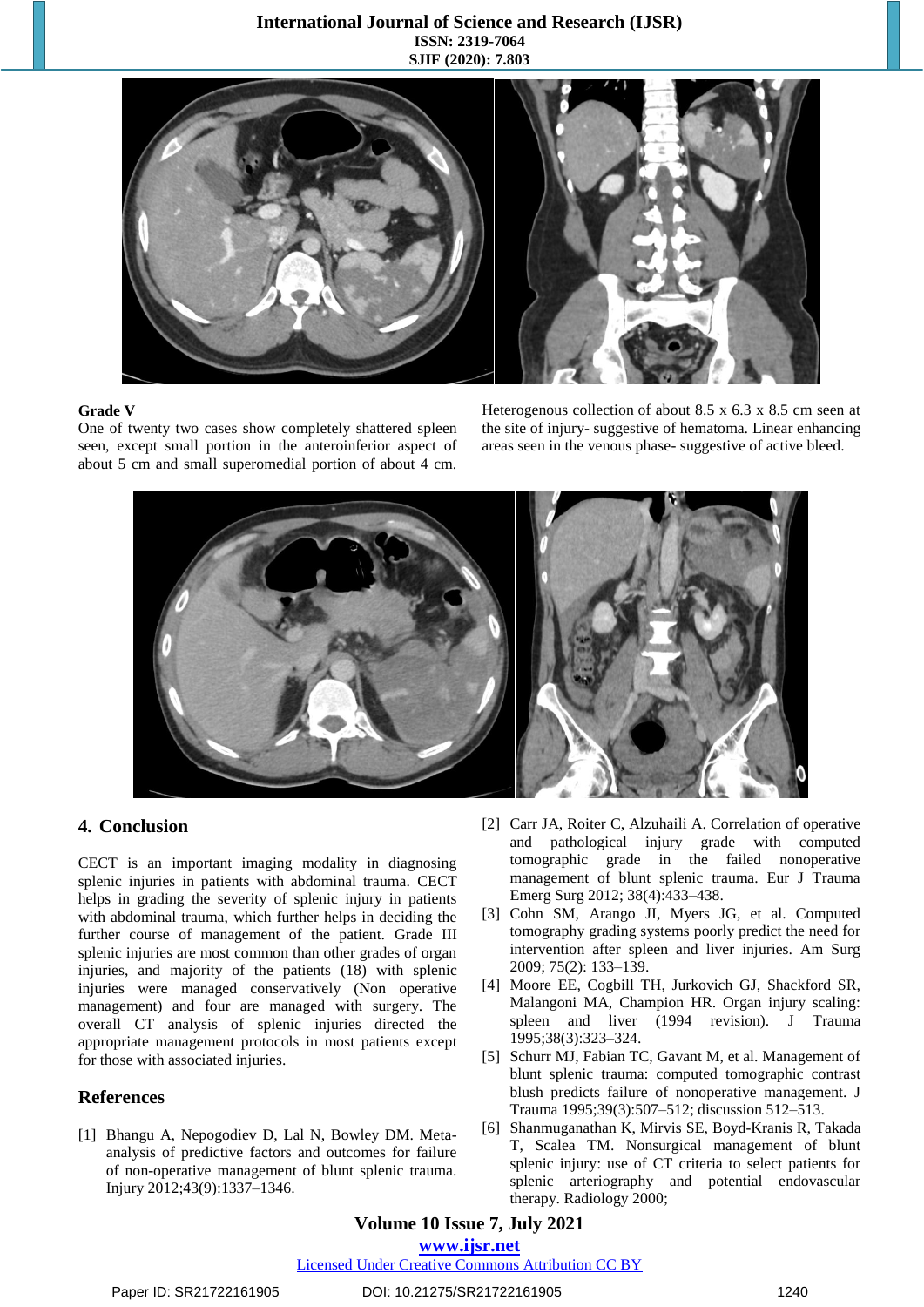**Grade V**

One of twenty two cases show completely shattered spleen seen, except small portion in the anteroinferior aspect of about 5 cm and small superomedial portion of about 4 cm. Heterogenous collection of about 8.5 x 6.3 x 8.5 cm seen at the site of injury- suggestive of hematoma. Linear enhancing areas seen in the venous phase- suggestive of active bleed.

## 4. Conclusion

CECT is an important imaging modality in diagnosing splenic injuries in patients with abdominal trauma. CECT helps in grading the severity of splenic injury in patients with abdominal trauma, which further helps in deciding the further course of management of the patient. Grade III splenic injuries are most common than other grades of organ injuries, and majority of the patients (18) with splenic injuries were managed conservatively (Non operative management) and four are managed with surgery. The overall CT analysis of splenic injuries directed the appropriate management protocols in most patients except for those with associated injuries.

## References

[1] Bhangu A, Nepogodiev D, Lal N, Bowley DM. Meta-analysis of predictive factors and outcomes for failure of non-operative management of blunt splenic trauma. Injury 2012;43(9):1337–1346.

[2] Carr JA, Roiter C, Alzuhaili A. Correlation of operative and pathological injury grade with computed tomographic grade in the failed nonoperative management of blunt splenic trauma. Eur J Trauma Emerg Surg 2012; 38(4):433–438.

[3] Cohn SM, Arango JI, Myers JG, et al. Computed tomography grading systems poorly predict the need for intervention after spleen and liver injuries. Am Surg 2009; 75(2): 133–139.

[4] Moore EE, Cogbill TH, Jurkovich GJ, Shackford SR, Malangoni MA, Champion HR. Organ injury scaling: spleen and liver (1994 revision). J Trauma 1995;38(3):323–324.

[5] Schurr MJ, Fabian TC, Gavant M, et al. Management of blunt splenic trauma: computed tomographic contrast blush predicts failure of nonoperative management. J Trauma 1995;39(3):507–512; discussion 512–513.

[6] Shanmuganathan K, Mirvis SE, Boyd-Kranis R, Takada T, Scalea TM. Nonsurgical management of blunt splenic injury: use of CT criteria to select patients for splenic arteriography and potential endovascular therapy. Radiology 2000;